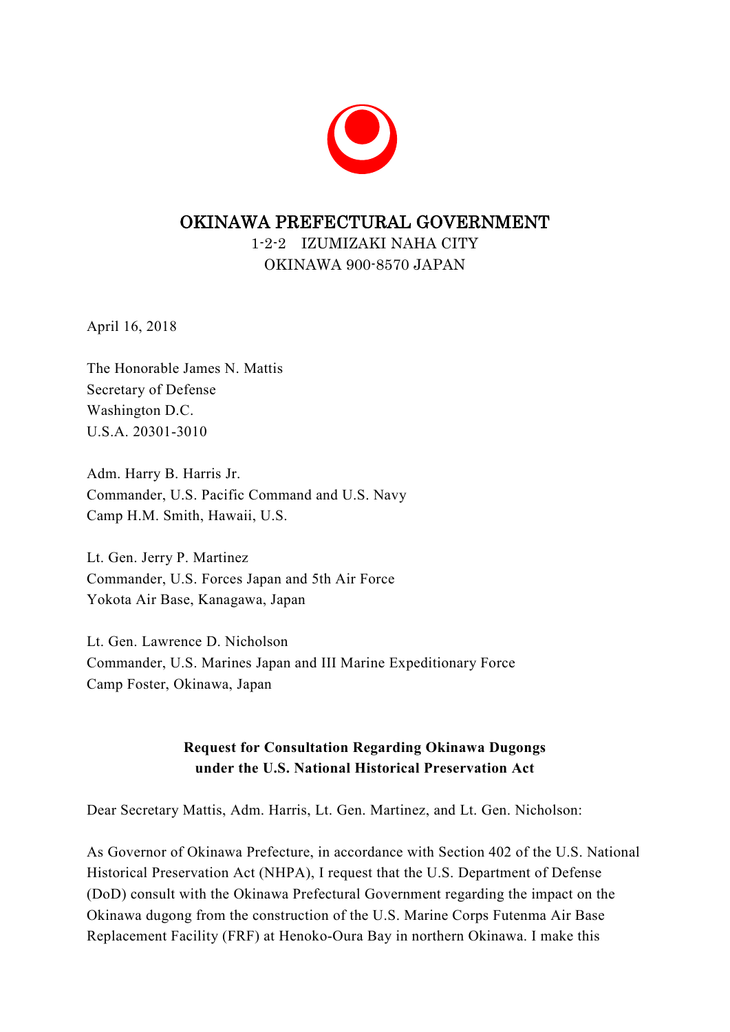# OKINAWA PREFECTURAL GOVERNMENT

1-2-2　IZUMIZAKI NAHA CITY
OKINAWA 900-8570 JAPAN

April 16, 2018

The Honorable James N. Mattis
Secretary of Defense
Washington D.C.
U.S.A. 20301-3010

Adm. Harry B. Harris Jr.
Commander, U.S. Pacific Command and U.S. Navy
Camp H.M. Smith, Hawaii, U.S.

Lt. Gen. Jerry P. Martinez
Commander, U.S. Forces Japan and 5th Air Force
Yokota Air Base, Kanagawa, Japan

Lt. Gen. Lawrence D. Nicholson
Commander, U.S. Marines Japan and III Marine Expeditionary Force
Camp Foster, Okinawa, Japan

**Request for Consultation Regarding Okinawa Dugongs under the U.S. National Historical Preservation Act**

Dear Secretary Mattis, Adm. Harris, Lt. Gen. Martinez, and Lt. Gen. Nicholson:

As Governor of Okinawa Prefecture, in accordance with Section 402 of the U.S. National Historical Preservation Act (NHPA), I request that the U.S. Department of Defense (DoD) consult with the Okinawa Prefectural Government regarding the impact on the Okinawa dugong from the construction of the U.S. Marine Corps Futenma Air Base Replacement Facility (FRF) at Henoko-Oura Bay in northern Okinawa. I make this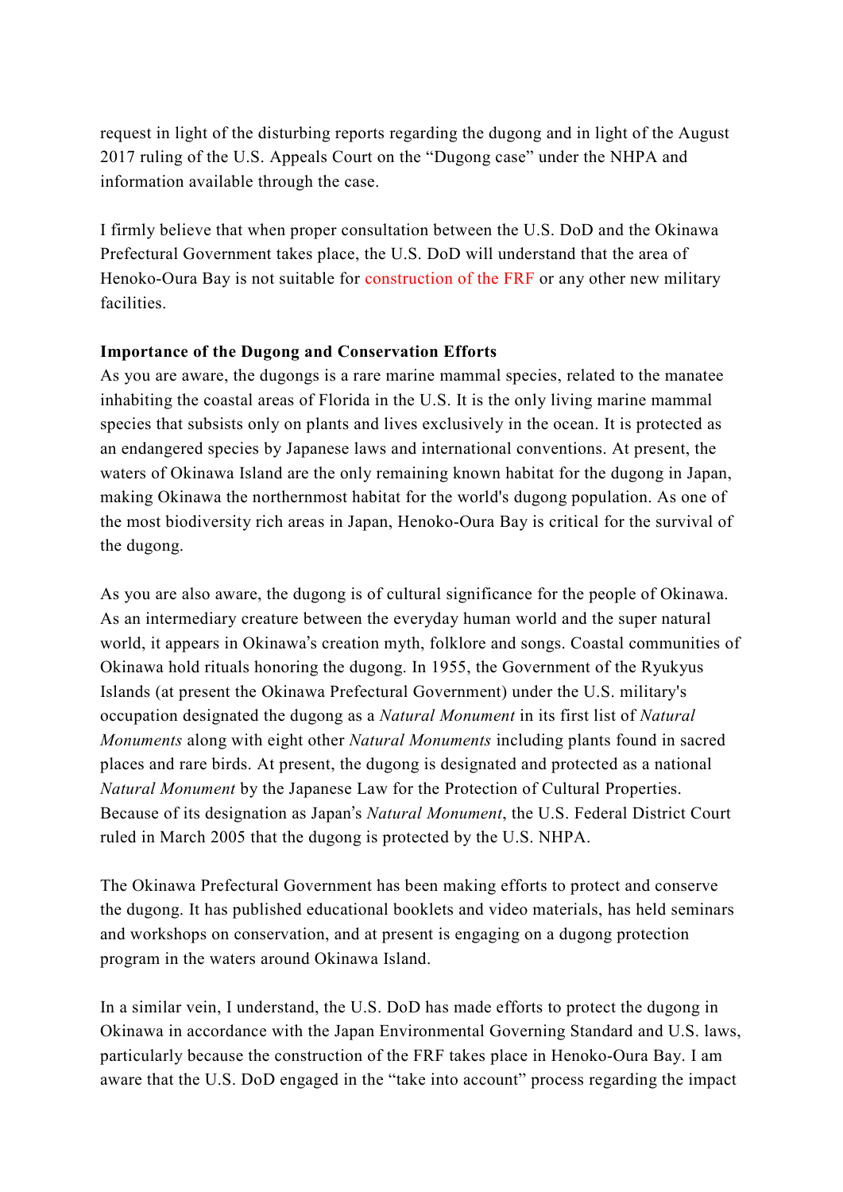request in light of the disturbing reports regarding the dugong and in light of the August 2017 ruling of the U.S. Appeals Court on the "Dugong case" under the NHPA and information available through the case.

I firmly believe that when proper consultation between the U.S. DoD and the Okinawa Prefectural Government takes place, the U.S. DoD will understand that the area of Henoko-Oura Bay is not suitable for construction of the FRF or any other new military facilities.

**Importance of the Dugong and Conservation Efforts**

As you are aware, the dugongs is a rare marine mammal species, related to the manatee inhabiting the coastal areas of Florida in the U.S. It is the only living marine mammal species that subsists only on plants and lives exclusively in the ocean. It is protected as an endangered species by Japanese laws and international conventions. At present, the waters of Okinawa Island are the only remaining known habitat for the dugong in Japan, making Okinawa the northernmost habitat for the world's dugong population. As one of the most biodiversity rich areas in Japan, Henoko-Oura Bay is critical for the survival of the dugong.

As you are also aware, the dugong is of cultural significance for the people of Okinawa. As an intermediary creature between the everyday human world and the super natural world, it appears in Okinawa's creation myth, folklore and songs. Coastal communities of Okinawa hold rituals honoring the dugong. In 1955, the Government of the Ryukyus Islands (at present the Okinawa Prefectural Government) under the U.S. military's occupation designated the dugong as a *Natural Monument* in its first list of *Natural Monuments* along with eight other *Natural Monuments* including plants found in sacred places and rare birds. At present, the dugong is designated and protected as a national *Natural Monument* by the Japanese Law for the Protection of Cultural Properties. Because of its designation as Japan's *Natural Monument*, the U.S. Federal District Court ruled in March 2005 that the dugong is protected by the U.S. NHPA.

The Okinawa Prefectural Government has been making efforts to protect and conserve the dugong. It has published educational booklets and video materials, has held seminars and workshops on conservation, and at present is engaging on a dugong protection program in the waters around Okinawa Island.

In a similar vein, I understand, the U.S. DoD has made efforts to protect the dugong in Okinawa in accordance with the Japan Environmental Governing Standard and U.S. laws, particularly because the construction of the FRF takes place in Henoko-Oura Bay. I am aware that the U.S. DoD engaged in the "take into account" process regarding the impact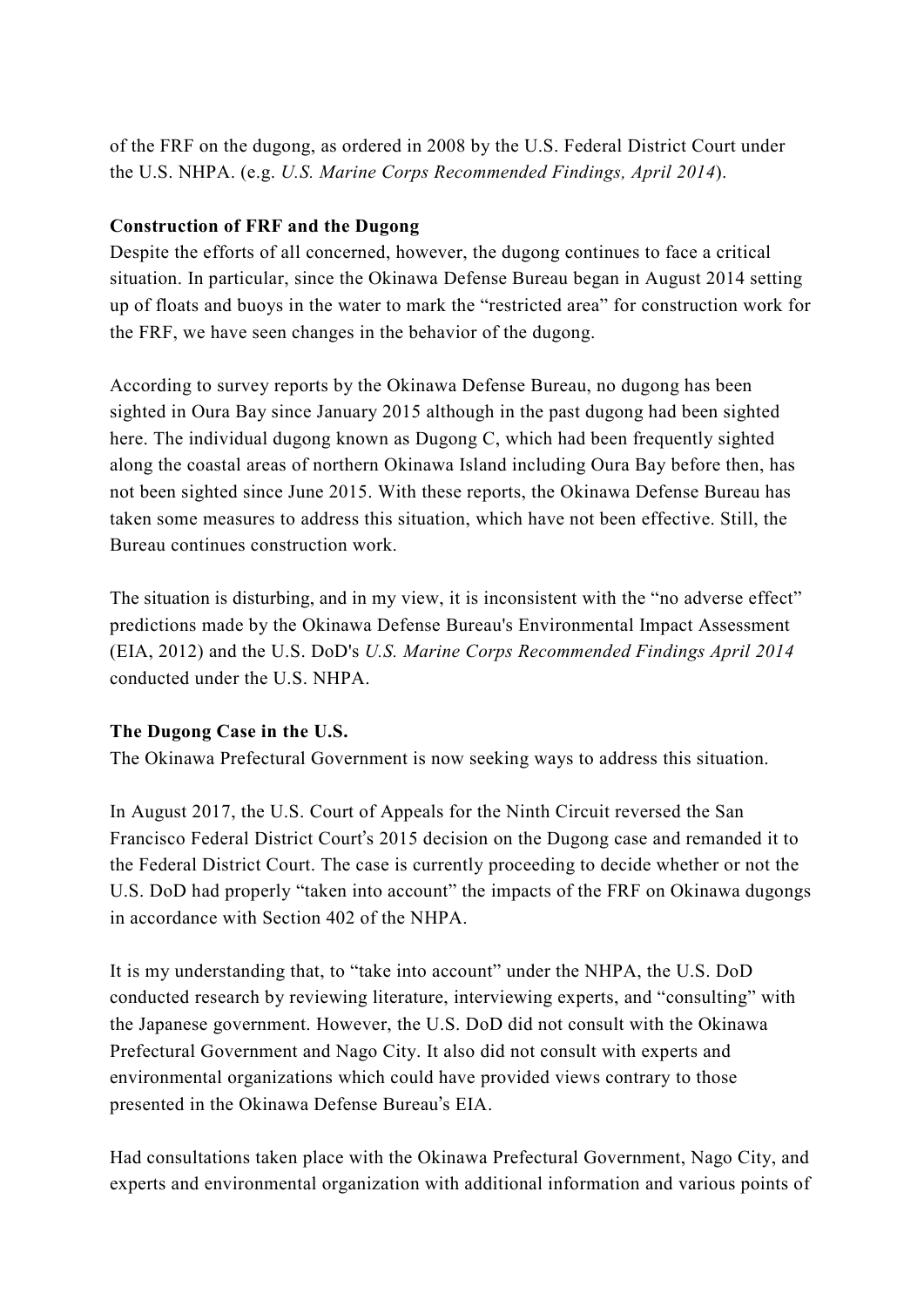of the FRF on the dugong, as ordered in 2008 by the U.S. Federal District Court under the U.S. NHPA. (e.g. *U.S. Marine Corps Recommended Findings, April 2014*).

**Construction of FRF and the Dugong**

Despite the efforts of all concerned, however, the dugong continues to face a critical situation. In particular, since the Okinawa Defense Bureau began in August 2014 setting up of floats and buoys in the water to mark the "restricted area" for construction work for the FRF, we have seen changes in the behavior of the dugong.

According to survey reports by the Okinawa Defense Bureau, no dugong has been sighted in Oura Bay since January 2015 although in the past dugong had been sighted here. The individual dugong known as Dugong C, which had been frequently sighted along the coastal areas of northern Okinawa Island including Oura Bay before then, has not been sighted since June 2015. With these reports, the Okinawa Defense Bureau has taken some measures to address this situation, which have not been effective. Still, the Bureau continues construction work.

The situation is disturbing, and in my view, it is inconsistent with the "no adverse effect" predictions made by the Okinawa Defense Bureau's Environmental Impact Assessment (EIA, 2012) and the U.S. DoD's *U.S. Marine Corps Recommended Findings April 2014* conducted under the U.S. NHPA.

**The Dugong Case in the U.S.**

The Okinawa Prefectural Government is now seeking ways to address this situation.

In August 2017, the U.S. Court of Appeals for the Ninth Circuit reversed the San Francisco Federal District Court's 2015 decision on the Dugong case and remanded it to the Federal District Court. The case is currently proceeding to decide whether or not the U.S. DoD had properly "taken into account" the impacts of the FRF on Okinawa dugongs in accordance with Section 402 of the NHPA.

It is my understanding that, to "take into account" under the NHPA, the U.S. DoD conducted research by reviewing literature, interviewing experts, and "consulting" with the Japanese government. However, the U.S. DoD did not consult with the Okinawa Prefectural Government and Nago City. It also did not consult with experts and environmental organizations which could have provided views contrary to those presented in the Okinawa Defense Bureau's EIA.

Had consultations taken place with the Okinawa Prefectural Government, Nago City, and experts and environmental organization with additional information and various points of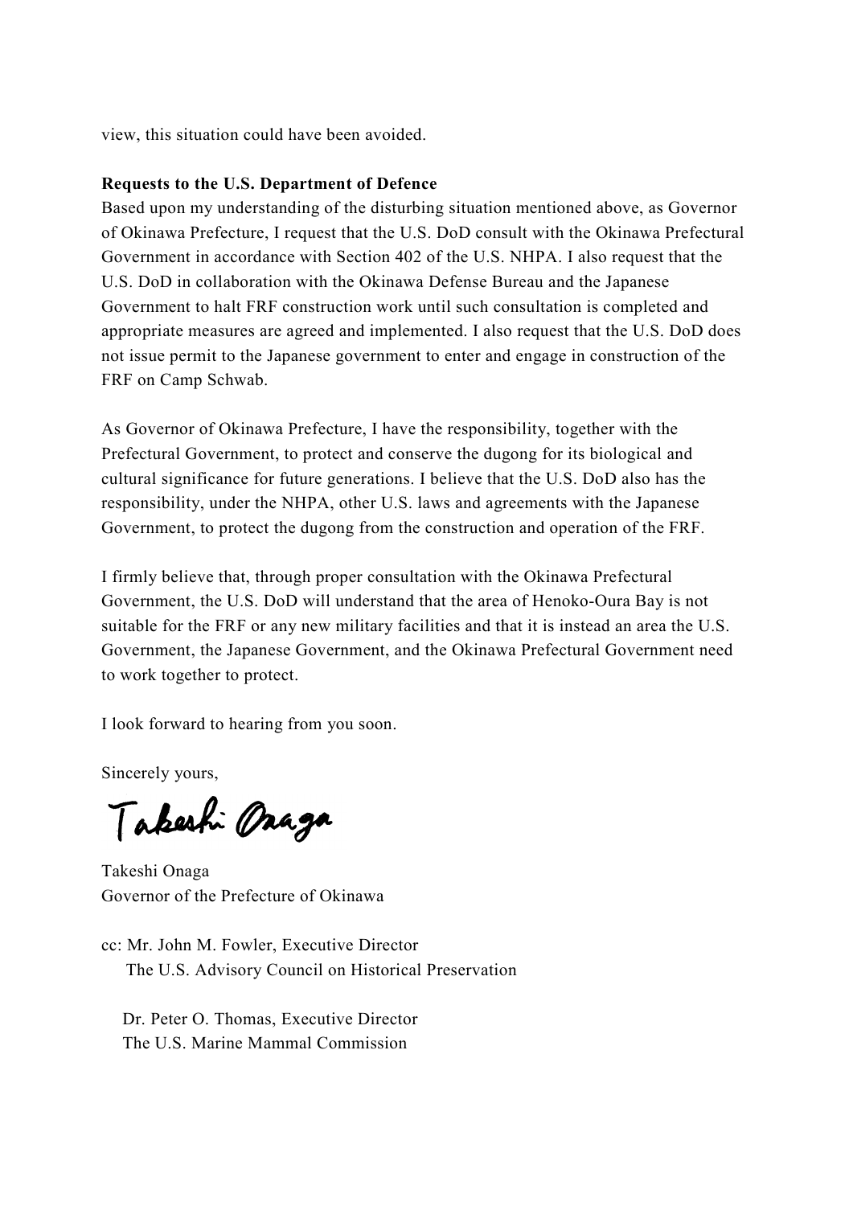view, this situation could have been avoided.

**Requests to the U.S. Department of Defence**

Based upon my understanding of the disturbing situation mentioned above, as Governor of Okinawa Prefecture, I request that the U.S. DoD consult with the Okinawa Prefectural Government in accordance with Section 402 of the U.S. NHPA. I also request that the U.S. DoD in collaboration with the Okinawa Defense Bureau and the Japanese Government to halt FRF construction work until such consultation is completed and appropriate measures are agreed and implemented. I also request that the U.S. DoD does not issue permit to the Japanese government to enter and engage in construction of the FRF on Camp Schwab.

As Governor of Okinawa Prefecture, I have the responsibility, together with the Prefectural Government, to protect and conserve the dugong for its biological and cultural significance for future generations. I believe that the U.S. DoD also has the responsibility, under the NHPA, other U.S. laws and agreements with the Japanese Government, to protect the dugong from the construction and operation of the FRF.

I firmly believe that, through proper consultation with the Okinawa Prefectural Government, the U.S. DoD will understand that the area of Henoko-Oura Bay is not suitable for the FRF or any new military facilities and that it is instead an area the U.S. Government, the Japanese Government, and the Okinawa Prefectural Government need to work together to protect.

I look forward to hearing from you soon.

Sincerely yours,

Takeshi Onaga

Takeshi Onaga
Governor of the Prefecture of Okinawa

cc: Mr. John M. Fowler, Executive Director
The U.S. Advisory Council on Historical Preservation

Dr. Peter O. Thomas, Executive Director
The U.S. Marine Mammal Commission